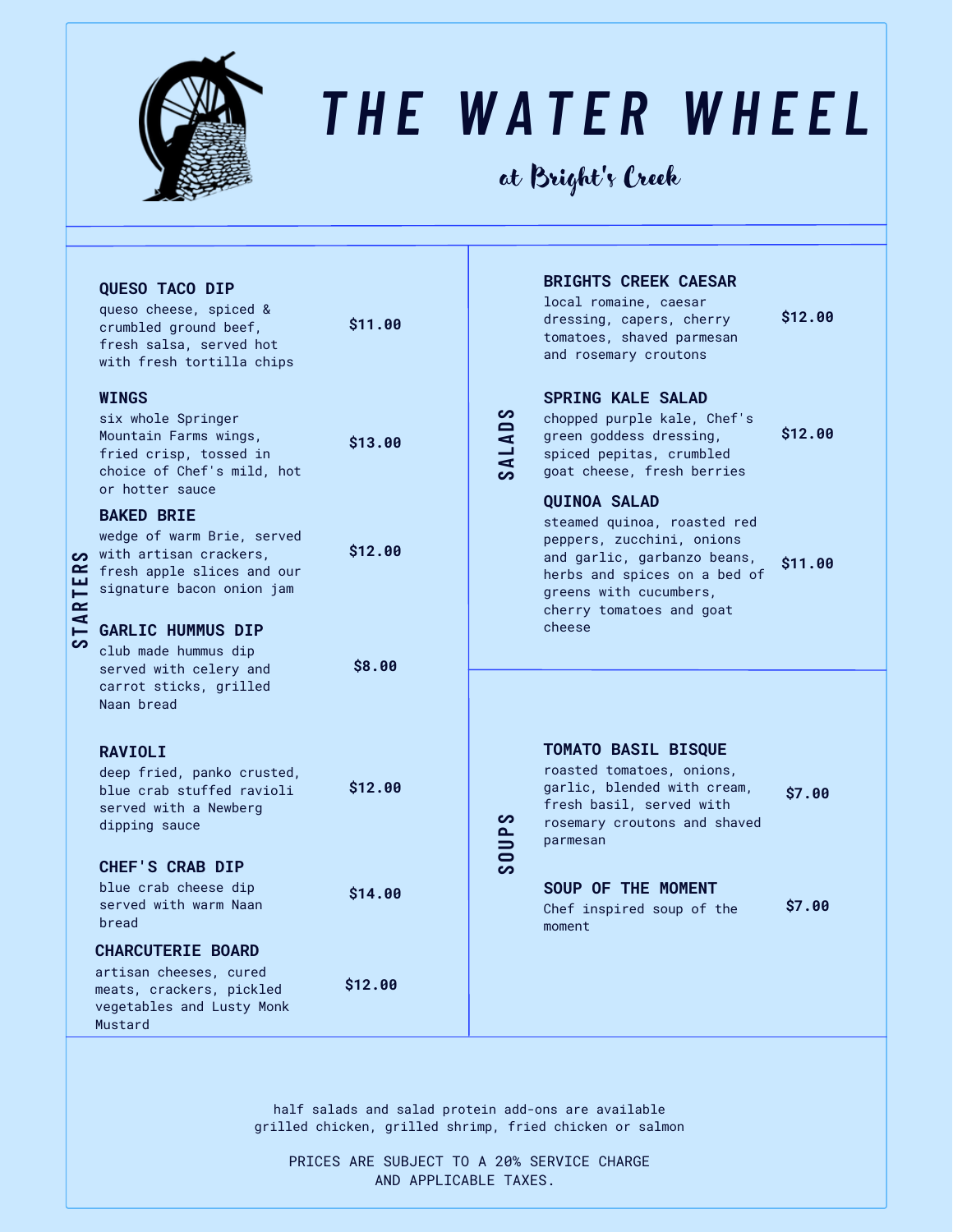# THE WATER WHEEL

*at Bright's Creek*

## STARTERS

**QUESO TACO DIP** — $11.00
queso cheese, spiced & crumbled ground beef, fresh salsa, served hot with fresh tortilla chips

**WINGS** — $13.00
six whole Springer Mountain Farms wings, fried crisp, tossed in choice of Chef's mild, hot or hotter sauce

**BAKED BRIE** — $12.00
wedge of warm Brie, served with artisan crackers, fresh apple slices and our signature bacon onion jam

**GARLIC HUMMUS DIP** — $8.00
club made hummus dip served with celery and carrot sticks, grilled Naan bread

**RAVIOLI** — $12.00
deep fried, panko crusted, blue crab stuffed ravioli served with a Newberg dipping sauce

**CHEF'S CRAB DIP** — $14.00
blue crab cheese dip served with warm Naan bread

**CHARCUTERIE BOARD** — $12.00
artisan cheeses, cured meats, crackers, pickled vegetables and Lusty Monk Mustard

## SALADS

**BRIGHTS CREEK CAESAR** — $12.00
local romaine, caesar dressing, capers, cherry tomatoes, shaved parmesan and rosemary croutons

**SPRING KALE SALAD** — $12.00
chopped purple kale, Chef's green goddess dressing, spiced pepitas, crumbled goat cheese, fresh berries

**QUINOA SALAD** — $11.00
steamed quinoa, roasted red peppers, zucchini, onions and garlic, garbanzo beans, herbs and spices on a bed of greens with cucumbers, cherry tomatoes and goat cheese

## SOUPS

**TOMATO BASIL BISQUE** — $7.00
roasted tomatoes, onions, garlic, blended with cream, fresh basil, served with rosemary croutons and shaved parmesan

**SOUP OF THE MOMENT** — $7.00
Chef inspired soup of the moment

half salads and salad protein add-ons are available
grilled chicken, grilled shrimp, fried chicken or salmon

PRICES ARE SUBJECT TO A 20% SERVICE CHARGE AND APPLICABLE TAXES.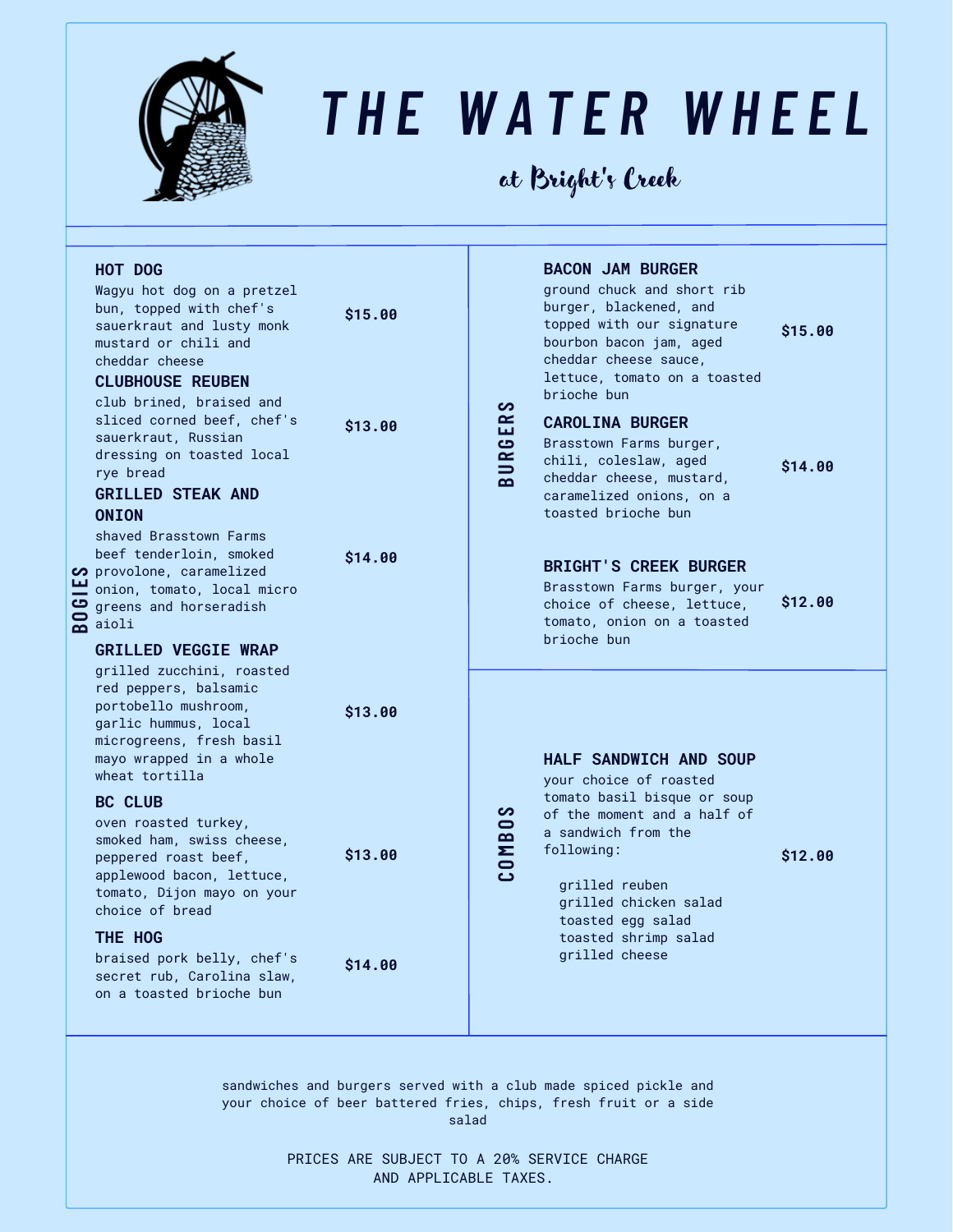# THE WATER WHEEL

*at Bright's Creek*

## BOGIES

### HOT DOG
Wagyu hot dog on a pretzel bun, topped with chef's sauerkraut and lusty monk mustard or chili and cheddar cheese

**$15.00**

### CLUBHOUSE REUBEN
club brined, braised and sliced corned beef, chef's sauerkraut, Russian dressing on toasted local rye bread

**$13.00**

### GRILLED STEAK AND ONION
shaved Brasstown Farms beef tenderloin, smoked provolone, caramelized onion, tomato, local micro greens and horseradish aioli

**$14.00**

### GRILLED VEGGIE WRAP
grilled zucchini, roasted red peppers, balsamic portobello mushroom, garlic hummus, local microgreens, fresh basil mayo wrapped in a whole wheat tortilla

**$13.00**

### BC CLUB
oven roasted turkey, smoked ham, swiss cheese, peppered roast beef, applewood bacon, lettuce, tomato, Dijon mayo on your choice of bread

**$13.00**

### THE HOG
braised pork belly, chef's secret rub, Carolina slaw, on a toasted brioche bun

**$14.00**

## BURGERS

### BACON JAM BURGER
ground chuck and short rib burger, blackened, and topped with our signature bourbon bacon jam, aged cheddar cheese sauce, lettuce, tomato on a toasted brioche bun

**$15.00**

### CAROLINA BURGER
Brasstown Farms burger, chili, coleslaw, aged cheddar cheese, mustard, caramelized onions, on a toasted brioche bun

**$14.00**

### BRIGHT'S CREEK BURGER
Brasstown Farms burger, your choice of cheese, lettuce, tomato, onion on a toasted brioche bun

**$12.00**

## COMBOS

### HALF SANDWICH AND SOUP
your choice of roasted tomato basil bisque or soup of the moment and a half of a sandwich from the following:

- grilled reuben
- grilled chicken salad
- toasted egg salad
- toasted shrimp salad
- grilled cheese

**$12.00**

---

sandwiches and burgers served with a club made spiced pickle and your choice of beer battered fries, chips, fresh fruit or a side salad

PRICES ARE SUBJECT TO A 20% SERVICE CHARGE AND APPLICABLE TAXES.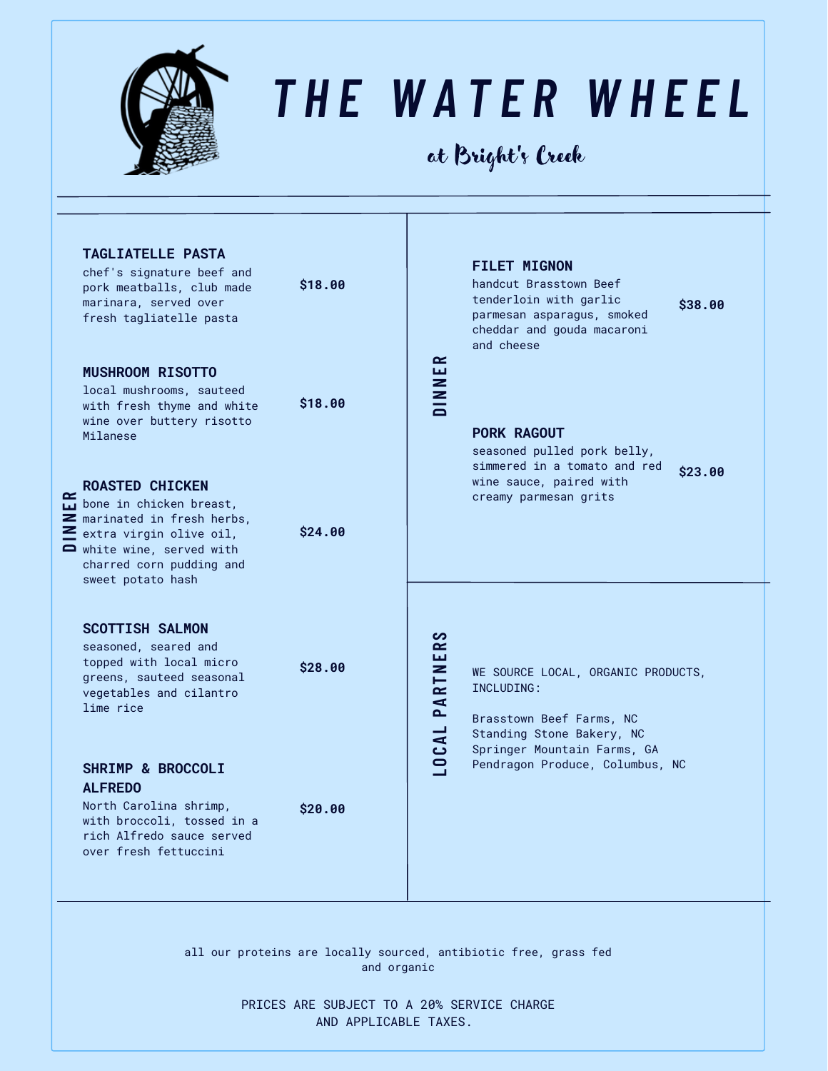# THE WATER WHEEL

## at Bright's Creek

## DINNER

**TAGLIATELLE PASTA** — **$18.00**
chef's signature beef and pork meatballs, club made marinara, served over fresh tagliatelle pasta

**MUSHROOM RISOTTO** — **$18.00**
local mushrooms, sauteed with fresh thyme and white wine over buttery risotto Milanese

**ROASTED CHICKEN** — **$24.00**
bone in chicken breast, marinated in fresh herbs, extra virgin olive oil, white wine, served with charred corn pudding and sweet potato hash

**SCOTTISH SALMON** — **$28.00**
seasoned, seared and topped with local micro greens, sauteed seasonal vegetables and cilantro lime rice

**SHRIMP & BROCCOLI ALFREDO** — **$20.00**
North Carolina shrimp, with broccoli, tossed in a rich Alfredo sauce served over fresh fettuccini

## DINNER

**FILET MIGNON** — **$38.00**
handcut Brasstown Beef tenderloin with garlic parmesan asparagus, smoked cheddar and gouda macaroni and cheese

**PORK RAGOUT** — **$23.00**
seasoned pulled pork belly, simmered in a tomato and red wine sauce, paired with creamy parmesan grits

## LOCAL PARTNERS

WE SOURCE LOCAL, ORGANIC PRODUCTS, INCLUDING:

Brasstown Beef Farms, NC
Standing Stone Bakery, NC
Springer Mountain Farms, GA
Pendragon Produce, Columbus, NC

all our proteins are locally sourced, antibiotic free, grass fed and organic

PRICES ARE SUBJECT TO A 20% SERVICE CHARGE AND APPLICABLE TAXES.